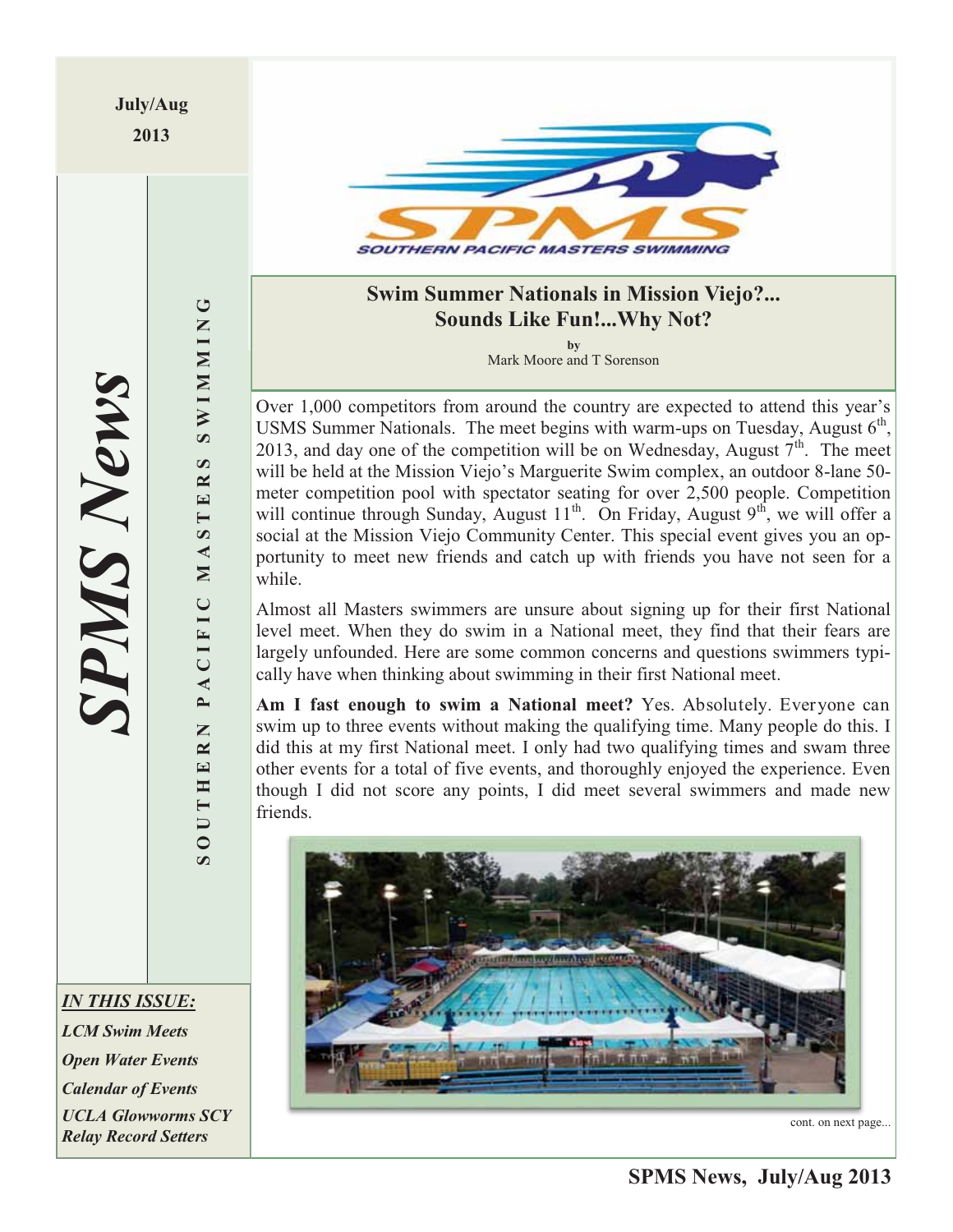July/Aug
2013

# SPMS News

SOUTHERN PACIFIC MASTERS SWIMMING

*IN THIS ISSUE:*

*LCM Swim Meets*

*Open Water Events*

*Calendar of Events*

*UCLA Glowworms SCY Relay Record Setters*

## Swim Summer Nationals in Mission Viejo?... Sounds Like Fun!...Why Not?

by
Mark Moore and T Sorenson

Over 1,000 competitors from around the country are expected to attend this year's USMS Summer Nationals. The meet begins with warm-ups on Tuesday, August 6th, 2013, and day one of the competition will be on Wednesday, August 7th. The meet will be held at the Mission Viejo's Marguerite Swim complex, an outdoor 8-lane 50-meter competition pool with spectator seating for over 2,500 people. Competition will continue through Sunday, August 11th. On Friday, August 9th, we will offer a social at the Mission Viejo Community Center. This special event gives you an opportunity to meet new friends and catch up with friends you have not seen for a while.

Almost all Masters swimmers are unsure about signing up for their first National level meet. When they do swim in a National meet, they find that their fears are largely unfounded. Here are some common concerns and questions swimmers typically have when thinking about swimming in their first National meet.

**Am I fast enough to swim a National meet?** Yes. Absolutely. Everyone can swim up to three events without making the qualifying time. Many people do this. I did this at my first National meet. I only had two qualifying times and swam three other events for a total of five events, and thoroughly enjoyed the experience. Even though I did not score any points, I did meet several swimmers and made new friends.

cont. on next page...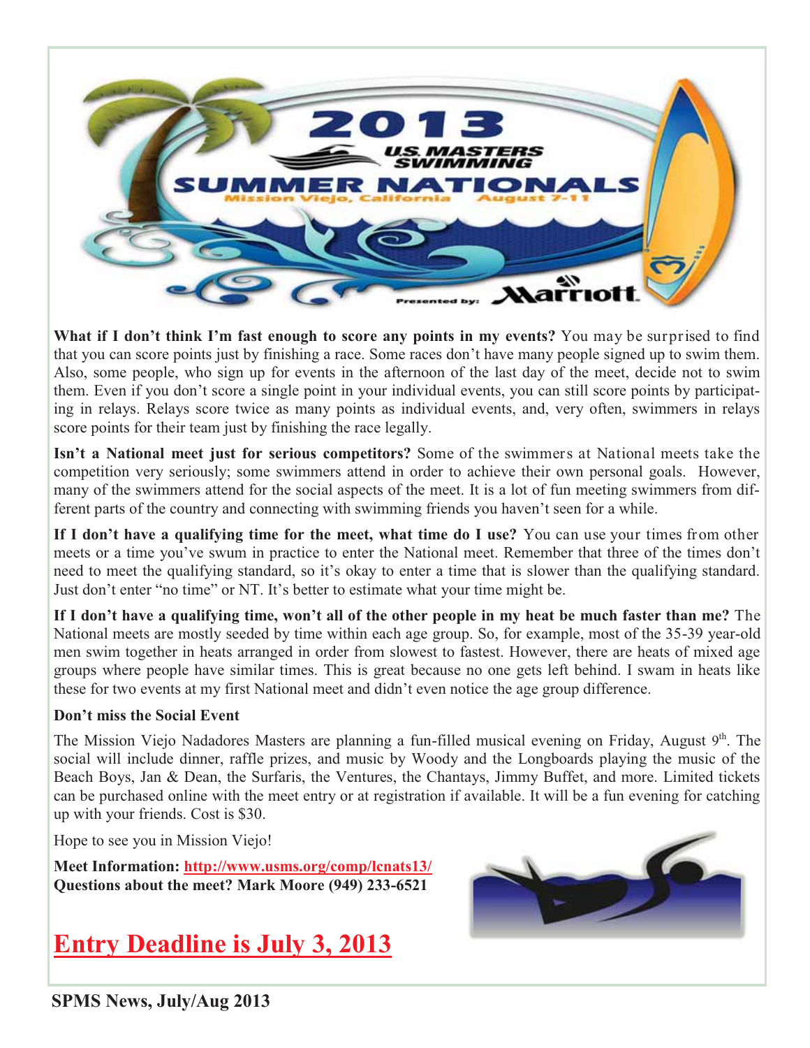**What if I don't think I'm fast enough to score any points in my events?** You may be surprised to find that you can score points just by finishing a race. Some races don't have many people signed up to swim them. Also, some people, who sign up for events in the afternoon of the last day of the meet, decide not to swim them. Even if you don't score a single point in your individual events, you can still score points by participating in relays. Relays score twice as many points as individual events, and, very often, swimmers in relays score points for their team just by finishing the race legally.

**Isn't a National meet just for serious competitors?** Some of the swimmers at National meets take the competition very seriously; some swimmers attend in order to achieve their own personal goals. However, many of the swimmers attend for the social aspects of the meet. It is a lot of fun meeting swimmers from different parts of the country and connecting with swimming friends you haven't seen for a while.

**If I don't have a qualifying time for the meet, what time do I use?** You can use your times from other meets or a time you've swum in practice to enter the National meet. Remember that three of the times don't need to meet the qualifying standard, so it's okay to enter a time that is slower than the qualifying standard. Just don't enter "no time" or NT. It's better to estimate what your time might be.

**If I don't have a qualifying time, won't all of the other people in my heat be much faster than me?** The National meets are mostly seeded by time within each age group. So, for example, most of the 35-39 year-old men swim together in heats arranged in order from slowest to fastest. However, there are heats of mixed age groups where people have similar times. This is great because no one gets left behind. I swam in heats like these for two events at my first National meet and didn't even notice the age group difference.

**Don't miss the Social Event**

The Mission Viejo Nadadores Masters are planning a fun-filled musical evening on Friday, August 9th. The social will include dinner, raffle prizes, and music by Woody and the Longboards playing the music of the Beach Boys, Jan & Dean, the Surfaris, the Ventures, the Chantays, Jimmy Buffet, and more. Limited tickets can be purchased online with the meet entry or at registration if available. It will be a fun evening for catching up with your friends. Cost is $30.

Hope to see you in Mission Viejo!

**Meet Information: http://www.usms.org/comp/lcnats13/**
**Questions about the meet? Mark Moore (949) 233-6521**

## Entry Deadline is July 3, 2013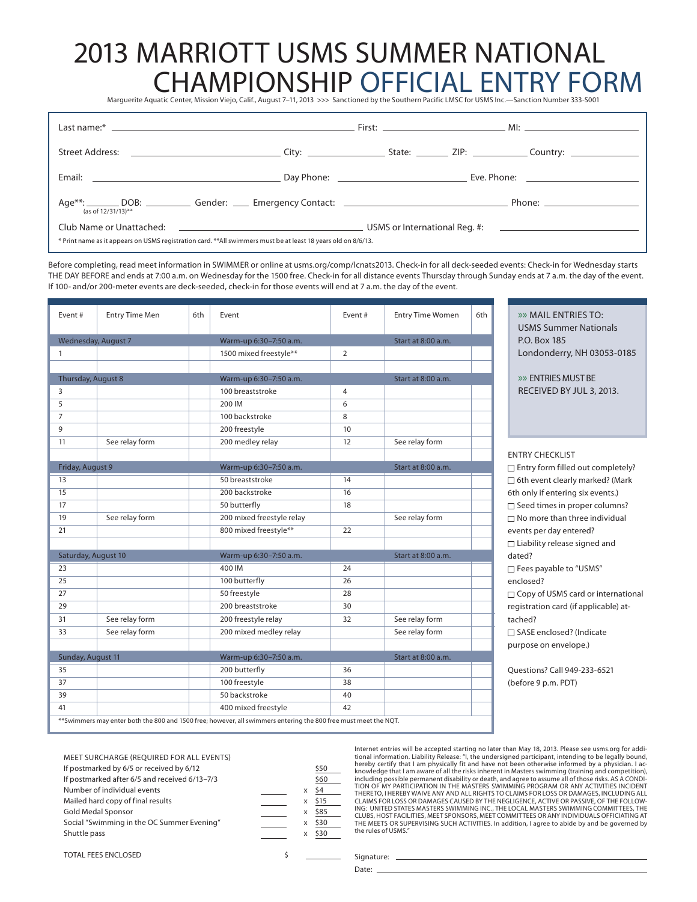# 2013 MARRIOTT USMS SUMMER NATIONAL CHAMPIONSHIP OFFICIAL ENTRY FORM

Marguerite Aquatic Center, Mission Viejo, Calif., August 7–11, 2013 >>> Sanctioned by the Southern Pacific LMSC for USMS Inc.—Sanction Number 333-S001

Last name:* ______________________ First: ______________ MI: ________

Street Address: ______________________ City: __________ State: ______ ZIP: ________ Country: __________

Email: ______________________ Day Phone: ______________ Eve. Phone: ______________

Age**: ______ (as of 12/31/13)** DOB: ________ Gender: ____ Emergency Contact: ______________________ Phone: ______________

Club Name or Unattached: ______________________ USMS or International Reg. #: ______________

\* Print name as it appears on USMS registration card. **All swimmers must be at least 18 years old on 8/6/13.

Before completing, read meet information in SWIMMER or online at usms.org/comp/lcnats2013. Check-in for all deck-seeded events: Check-in for Wednesday starts THE DAY BEFORE and ends at 7:00 a.m. on Wednesday for the 1500 free. Check-in for all distance events Thursday through Sunday ends at 7 a.m. the day of the event. If 100- and/or 200-meter events are deck-seeded, check-in for those events will end at 7 a.m. the day of the event.

| Event # | Entry Time Men | 6th | Event | Event # | Entry Time Women | 6th |
|---|---|---|---|---|---|---|
| **Wednesday, August 7** | | | **Warm-up 6:30–7:50 a.m.** | | **Start at 8:00 a.m.** | |
| 1 | | | 1500 mixed freestyle** | 2 | | |
| **Thursday, August 8** | | | **Warm-up 6:30–7:50 a.m.** | | **Start at 8:00 a.m.** | |
| 3 | | | 100 breaststroke | 4 | | |
| 5 | | | 200 IM | 6 | | |
| 7 | | | 100 backstroke | 8 | | |
| 9 | | | 200 freestyle | 10 | | |
| 11 | See relay form | | 200 medley relay | 12 | See relay form | |
| **Friday, August 9** | | | **Warm-up 6:30–7:50 a.m.** | | **Start at 8:00 a.m.** | |
| 13 | | | 50 breaststroke | 14 | | |
| 15 | | | 200 backstroke | 16 | | |
| 17 | | | 50 butterfly | 18 | | |
| 19 | See relay form | | 200 mixed freestyle relay | | See relay form | |
| 21 | | | 800 mixed freestyle** | 22 | | |
| **Saturday, August 10** | | | **Warm-up 6:30–7:50 a.m.** | | **Start at 8:00 a.m.** | |
| 23 | | | 400 IM | 24 | | |
| 25 | | | 100 butterfly | 26 | | |
| 27 | | | 50 freestyle | 28 | | |
| 29 | | | 200 breaststroke | 30 | | |
| 31 | See relay form | | 200 freestyle relay | 32 | See relay form | |
| 33 | See relay form | | 200 mixed medley relay | | See relay form | |
| **Sunday, August 11** | | | **Warm-up 6:30–7:50 a.m.** | | **Start at 8:00 a.m.** | |
| 35 | | | 200 butterfly | 36 | | |
| 37 | | | 100 freestyle | 38 | | |
| 39 | | | 50 backstroke | 40 | | |
| 41 | | | 400 mixed freestyle | 42 | | |

\**Swimmers may enter both the 800 and 1500 free; however, all swimmers entering the 800 free must meet the NQT.

>>> MAIL ENTRIES TO:
USMS Summer Nationals
P.O. Box 185
Londonderry, NH 03053-0185

>>> ENTRIES MUST BE RECEIVED BY JUL 3, 2013.

ENTRY CHECKLIST

- ☐ Entry form filled out completely?
- ☐ 6th event clearly marked? (Mark 6th only if entering six events.)
- ☐ Seed times in proper columns?
- ☐ No more than three individual events per day entered?
- ☐ Liability release signed and dated?
- ☐ Fees payable to "USMS" enclosed?
- ☐ Copy of USMS card or international registration card (if applicable) attached?
- ☐ SASE enclosed? (Indicate purpose on envelope.)

Questions? Call 949-233-6521 (before 9 p.m. PDT)

| MEET SURCHARGE (REQUIRED FOR ALL EVENTS) | | | |
|---|---|---|---|
| If postmarked by 6/5 or received by 6/12 | | | $50 |
| If postmarked after 6/5 and received 6/13–7/3 | | | $60 |
| Number of individual events | ______ | x | $4 |
| Mailed hard copy of final results | ______ | x | $15 |
| Gold Medal Sponsor | ______ | x | $85 |
| Social "Swimming in the OC Summer Evening" | ______ | x | $30 |
| Shuttle pass | ______ | x | $30 |
| TOTAL FEES ENCLOSED | $ | | ______ |

Internet entries will be accepted starting no later than May 18, 2013. Please see usms.org for additional information. Liability Release: "I, the undersigned participant, intending to be legally bound, hereby certify that I am physically fit and have not been otherwise informed by a physician. I acknowledge that I am aware of all the risks inherent in Masters swimming (training and competition), including possible permanent disability or death, and agree to assume all of those risks. AS A CONDITION OF MY PARTICIPATION IN THE MASTERS SWIMMING PROGRAM OR ANY ACTIVITIES INCIDENT THERETO, I HEREBY WAIVE ANY AND ALL RIGHTS TO CLAIMS FOR LOSS OR DAMAGES, INCLUDING ALL CLAIMS FOR LOSS OR DAMAGES CAUSED BY THE NEGLIGENCE, ACTIVE OR PASSIVE, OF THE FOLLOWING: UNITED STATES MASTERS SWIMMING INC., THE LOCAL MASTERS SWIMMING COMMITTEES, THE CLUBS, HOST FACILITIES, MEET SPONSORS, MEET COMMITTEES OR ANY INDIVIDUALS OFFICIATING AT THE MEETS OR SUPERVISING SUCH ACTIVITIES. In addition, I agree to abide by and be governed by the rules of USMS."

Signature: ______________________

Date: ______________________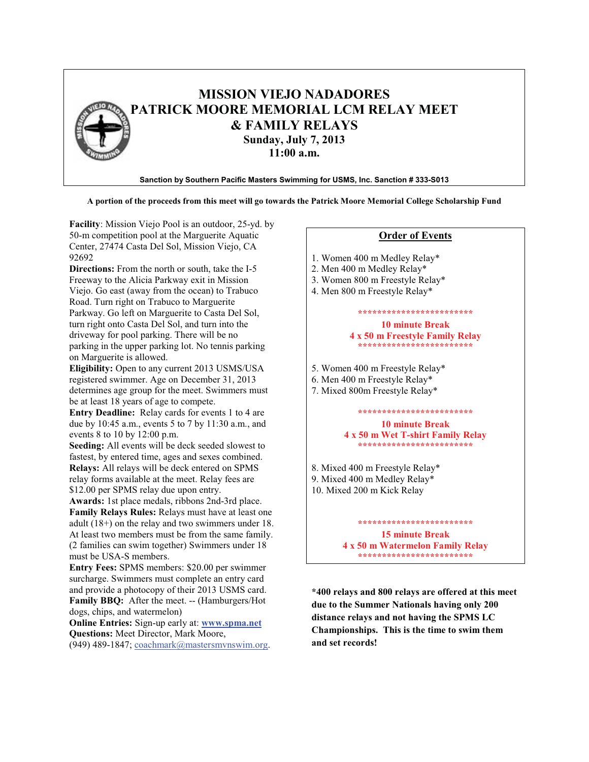# MISSION VIEJO NADADORES
# PATRICK MOORE MEMORIAL LCM RELAY MEET
# & FAMILY RELAYS

**Sunday, July 7, 2013**
**11:00 a.m.**

**Sanction by Southern Pacific Masters Swimming for USMS, Inc. Sanction # 333-S013**

**A portion of the proceeds from this meet will go towards the Patrick Moore Memorial College Scholarship Fund**

**Facility**: Mission Viejo Pool is an outdoor, 25-yd. by 50-m competition pool at the Marguerite Aquatic Center, 27474 Casta Del Sol, Mission Viejo, CA 92692

**Directions:** From the north or south, take the I-5 Freeway to the Alicia Parkway exit in Mission Viejo. Go east (away from the ocean) to Trabuco Road. Turn right on Trabuco to Marguerite Parkway. Go left on Marguerite to Casta Del Sol, turn right onto Casta Del Sol, and turn into the driveway for pool parking. There will be no parking in the upper parking lot. No tennis parking on Marguerite is allowed.

**Eligibility:** Open to any current 2013 USMS/USA registered swimmer. Age on December 31, 2013 determines age group for the meet. Swimmers must be at least 18 years of age to compete.

**Entry Deadline:** Relay cards for events 1 to 4 are due by 10:45 a.m., events 5 to 7 by 11:30 a.m., and events 8 to 10 by 12:00 p.m.

**Seeding:** All events will be deck seeded slowest to fastest, by entered time, ages and sexes combined.

**Relays:** All relays will be deck entered on SPMS relay forms available at the meet. Relay fees are $12.00 per SPMS relay due upon entry.

**Awards:** 1st place medals, ribbons 2nd-3rd place.

**Family Relays Rules:** Relays must have at least one adult (18+) on the relay and two swimmers under 18. At least two members must be from the same family. (2 families can swim together) Swimmers under 18 must be USA-S members.

**Entry Fees:** SPMS members: $20.00 per swimmer surcharge. Swimmers must complete an entry card and provide a photocopy of their 2013 USMS card.

**Family BBQ:** After the meet. -- (Hamburgers/Hot dogs, chips, and watermelon)

**Online Entries:** Sign-up early at: **www.spma.net**

**Questions:** Meet Director, Mark Moore, (949) 489-1847; coachmark@mastersmvnswim.org.

## Order of Events

1. Women 400 m Medley Relay*
2. Men 400 m Medley Relay*
3. Women 800 m Freestyle Relay*
4. Men 800 m Freestyle Relay*

*************************
**10 minute Break**
**4 x 50 m Freestyle Family Relay**
*************************

5. Women 400 m Freestyle Relay*
6. Men 400 m Freestyle Relay*
7. Mixed 800m Freestyle Relay*

*************************
**10 minute Break**
**4 x 50 m Wet T-shirt Family Relay**
*************************

8. Mixed 400 m Freestyle Relay*
9. Mixed 400 m Medley Relay*
10. Mixed 200 m Kick Relay

*************************
**15 minute Break**
**4 x 50 m Watermelon Family Relay**
*************************

**\*400 relays and 800 relays are offered at this meet due to the Summer Nationals having only 200 distance relays and not having the SPMS LC Championships. This is the time to swim them and set records!**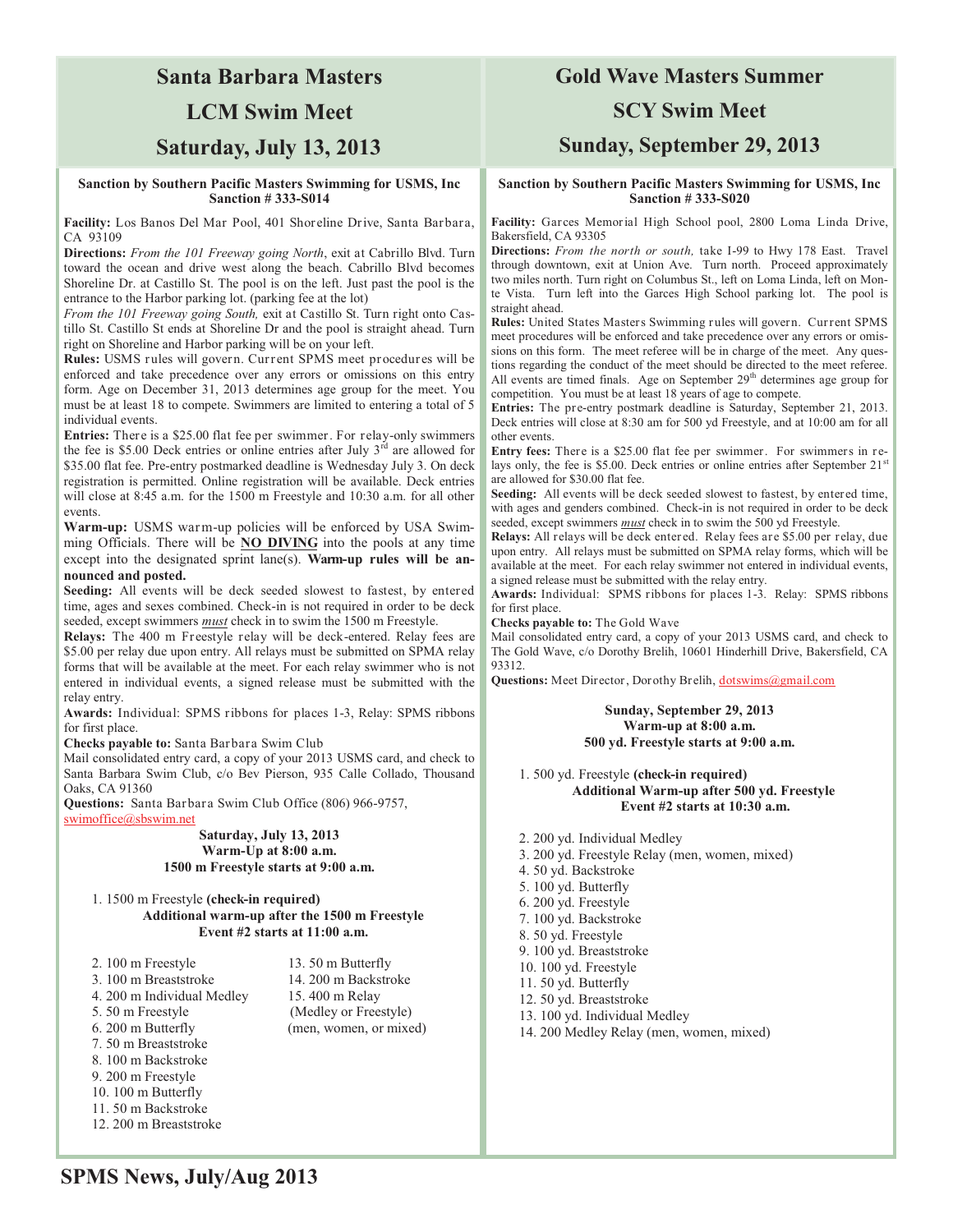# Santa Barbara Masters

# LCM Swim Meet

# Saturday, July 13, 2013

**Sanction by Southern Pacific Masters Swimming for USMS, Inc**
**Sanction # 333-S014**

**Facility:** Los Banos Del Mar Pool, 401 Shoreline Drive, Santa Barbara, CA 93109

**Directions:** *From the 101 Freeway going North*, exit at Cabrillo Blvd. Turn toward the ocean and drive west along the beach. Cabrillo Blvd becomes Shoreline Dr. at Castillo St. The pool is on the left. Just past the pool is the entrance to the Harbor parking lot. (parking fee at the lot)

*From the 101 Freeway going South,* exit at Castillo St. Turn right onto Castillo St. Castillo St ends at Shoreline Dr and the pool is straight ahead. Turn right on Shoreline and Harbor parking will be on your left.

**Rules:** USMS rules will govern. Current SPMS meet procedures will be enforced and take precedence over any errors or omissions on this entry form. Age on December 31, 2013 determines age group for the meet. You must be at least 18 to compete. Swimmers are limited to entering a total of 5 individual events.

**Entries:** There is a $25.00 flat fee per swimmer. For relay-only swimmers the fee is $5.00 Deck entries or online entries after July 3rd are allowed for $35.00 flat fee. Pre-entry postmarked deadline is Wednesday July 3. On deck registration is permitted. Online registration will be available. Deck entries will close at 8:45 a.m. for the 1500 m Freestyle and 10:30 a.m. for all other events.

**Warm-up:** USMS warm-up policies will be enforced by USA Swimming Officials. There will be **NO DIVING** into the pools at any time except into the designated sprint lane(s). **Warm-up rules will be announced and posted.**

**Seeding:** All events will be deck seeded slowest to fastest, by entered time, ages and sexes combined. Check-in is not required in order to be deck seeded, except swimmers ***must*** check in to swim the 1500 m Freestyle.

**Relays:** The 400 m Freestyle relay will be deck-entered. Relay fees are $5.00 per relay due upon entry. All relays must be submitted on SPMA relay forms that will be available at the meet. For each relay swimmer who is not entered in individual events, a signed release must be submitted with the relay entry.

**Awards:** Individual: SPMS ribbons for places 1-3, Relay: SPMS ribbons for first place.

**Checks payable to:** Santa Barbara Swim Club

Mail consolidated entry card, a copy of your 2013 USMS card, and check to Santa Barbara Swim Club, c/o Bev Pierson, 935 Calle Collado, Thousand Oaks, CA 91360

**Questions:** Santa Barbara Swim Club Office (806) 966-9757, swimoffice@sbswim.net

**Saturday, July 13, 2013**
**Warm-Up at 8:00 a.m.**
**1500 m Freestyle starts at 9:00 a.m.**

1. 1500 m Freestyle **(check-in required)**

**Additional warm-up after the 1500 m Freestyle**
**Event #2 starts at 11:00 a.m.**

2. 100 m Freestyle
3. 100 m Breaststroke
4. 200 m Individual Medley
5. 50 m Freestyle
6. 200 m Butterfly
7. 50 m Breaststroke
8. 100 m Backstroke
9. 200 m Freestyle
10. 100 m Butterfly
11. 50 m Backstroke
12. 200 m Breaststroke
13. 50 m Butterfly
14. 200 m Backstroke
15. 400 m Relay (Medley or Freestyle) (men, women, or mixed)

# Gold Wave Masters Summer

# SCY Swim Meet

# Sunday, September 29, 2013

**Sanction by Southern Pacific Masters Swimming for USMS, Inc**
**Sanction # 333-S020**

**Facility:** Garces Memorial High School pool, 2800 Loma Linda Drive, Bakersfield, CA 93305

**Directions:** *From the north or south,* take I-99 to Hwy 178 East. Travel through downtown, exit at Union Ave. Turn north. Proceed approximately two miles north. Turn right on Columbus St., left on Loma Linda, left on Monte Vista. Turn left into the Garces High School parking lot. The pool is straight ahead.

**Rules:** United States Masters Swimming rules will govern. Current SPMS meet procedures will be enforced and take precedence over any errors or omissions on this form. The meet referee will be in charge of the meet. Any questions regarding the conduct of the meet should be directed to the meet referee. All events are timed finals. Age on September 29th determines age group for competition. You must be at least 18 years of age to compete.

**Entries:** The pre-entry postmark deadline is Saturday, September 21, 2013. Deck entries will close at 8:30 am for 500 yd Freestyle, and at 10:00 am for all other events.

**Entry fees:** There is a $25.00 flat fee per swimmer. For swimmers in relays only, the fee is $5.00. Deck entries or online entries after September 21st are allowed for $30.00 flat fee.

**Seeding:** All events will be deck seeded slowest to fastest, by entered time, with ages and genders combined. Check-in is not required in order to be deck seeded, except swimmers ***must*** check in to swim the 500 yd Freestyle.

**Relays:** All relays will be deck entered. Relay fees are $5.00 per relay, due upon entry. All relays must be submitted on SPMA relay forms, which will be available at the meet. For each relay swimmer not entered in individual events, a signed release must be submitted with the relay entry.

**Awards:** Individual: SPMS ribbons for places 1-3. Relay: SPMS ribbons for first place.

**Checks payable to:** The Gold Wave

Mail consolidated entry card, a copy of your 2013 USMS card, and check to The Gold Wave, c/o Dorothy Brelih, 10601 Hinderhill Drive, Bakersfield, CA 93312.

**Questions:** Meet Director, Dorothy Brelih, dotswims@gmail.com

**Sunday, September 29, 2013**
**Warm-up at 8:00 a.m.**
**500 yd. Freestyle starts at 9:00 a.m.**

1. 500 yd. Freestyle **(check-in required)**

**Additional Warm-up after 500 yd. Freestyle**
**Event #2 starts at 10:30 a.m.**

2. 200 yd. Individual Medley
3. 200 yd. Freestyle Relay (men, women, mixed)
4. 50 yd. Backstroke
5. 100 yd. Butterfly
6. 200 yd. Freestyle
7. 100 yd. Backstroke
8. 50 yd. Freestyle
9. 100 yd. Breaststroke
10. 100 yd. Freestyle
11. 50 yd. Butterfly
12. 50 yd. Breaststroke
13. 100 yd. Individual Medley
14. 200 Medley Relay (men, women, mixed)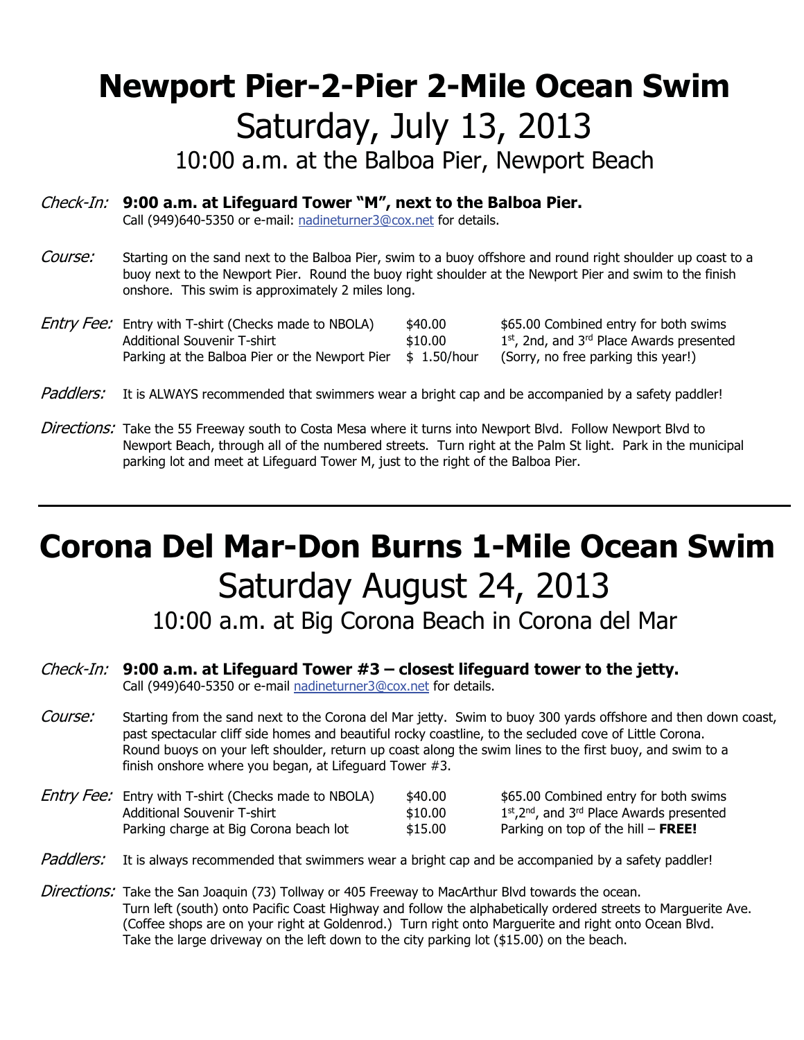# Newport Pier-2-Pier 2-Mile Ocean Swim

## Saturday, July 13, 2013

### 10:00 a.m. at the Balboa Pier, Newport Beach

*Check-In:* **9:00 a.m. at Lifeguard Tower "M", next to the Balboa Pier.**
Call (949)640-5350 or e-mail: nadineturner3@cox.net for details.

*Course:* Starting on the sand next to the Balboa Pier, swim to a buoy offshore and round right shoulder up coast to a buoy next to the Newport Pier. Round the buoy right shoulder at the Newport Pier and swim to the finish onshore. This swim is approximately 2 miles long.

*Entry Fee:*

| | | |
|---|---|---|
| Entry with T-shirt (Checks made to NBOLA) | $40.00 | $65.00 Combined entry for both swims |
| Additional Souvenir T-shirt | $10.00 | 1st, 2nd, and 3rd Place Awards presented |
| Parking at the Balboa Pier or the Newport Pier | $ 1.50/hour | (Sorry, no free parking this year!) |

*Paddlers:* It is ALWAYS recommended that swimmers wear a bright cap and be accompanied by a safety paddler!

*Directions:* Take the 55 Freeway south to Costa Mesa where it turns into Newport Blvd. Follow Newport Blvd to Newport Beach, through all of the numbered streets. Turn right at the Palm St light. Park in the municipal parking lot and meet at Lifeguard Tower M, just to the right of the Balboa Pier.

---

# Corona Del Mar-Don Burns 1-Mile Ocean Swim

## Saturday August 24, 2013

### 10:00 a.m. at Big Corona Beach in Corona del Mar

*Check-In:* **9:00 a.m. at Lifeguard Tower #3 – closest lifeguard tower to the jetty.**
Call (949)640-5350 or e-mail nadineturner3@cox.net for details.

*Course:* Starting from the sand next to the Corona del Mar jetty. Swim to buoy 300 yards offshore and then down coast, past spectacular cliff side homes and beautiful rocky coastline, to the secluded cove of Little Corona. Round buoys on your left shoulder, return up coast along the swim lines to the first buoy, and swim to a finish onshore where you began, at Lifeguard Tower #3.

*Entry Fee:*

| | | |
|---|---|---|
| Entry with T-shirt (Checks made to NBOLA) | $40.00 | $65.00 Combined entry for both swims |
| Additional Souvenir T-shirt | $10.00 | 1st, 2nd, and 3rd Place Awards presented |
| Parking charge at Big Corona beach lot | $15.00 | Parking on top of the hill – **FREE!** |

*Paddlers:* It is always recommended that swimmers wear a bright cap and be accompanied by a safety paddler!

*Directions:* Take the San Joaquin (73) Tollway or 405 Freeway to MacArthur Blvd towards the ocean. Turn left (south) onto Pacific Coast Highway and follow the alphabetically ordered streets to Marguerite Ave. (Coffee shops are on your right at Goldenrod.) Turn right onto Marguerite and right onto Ocean Blvd. Take the large driveway on the left down to the city parking lot ($15.00) on the beach.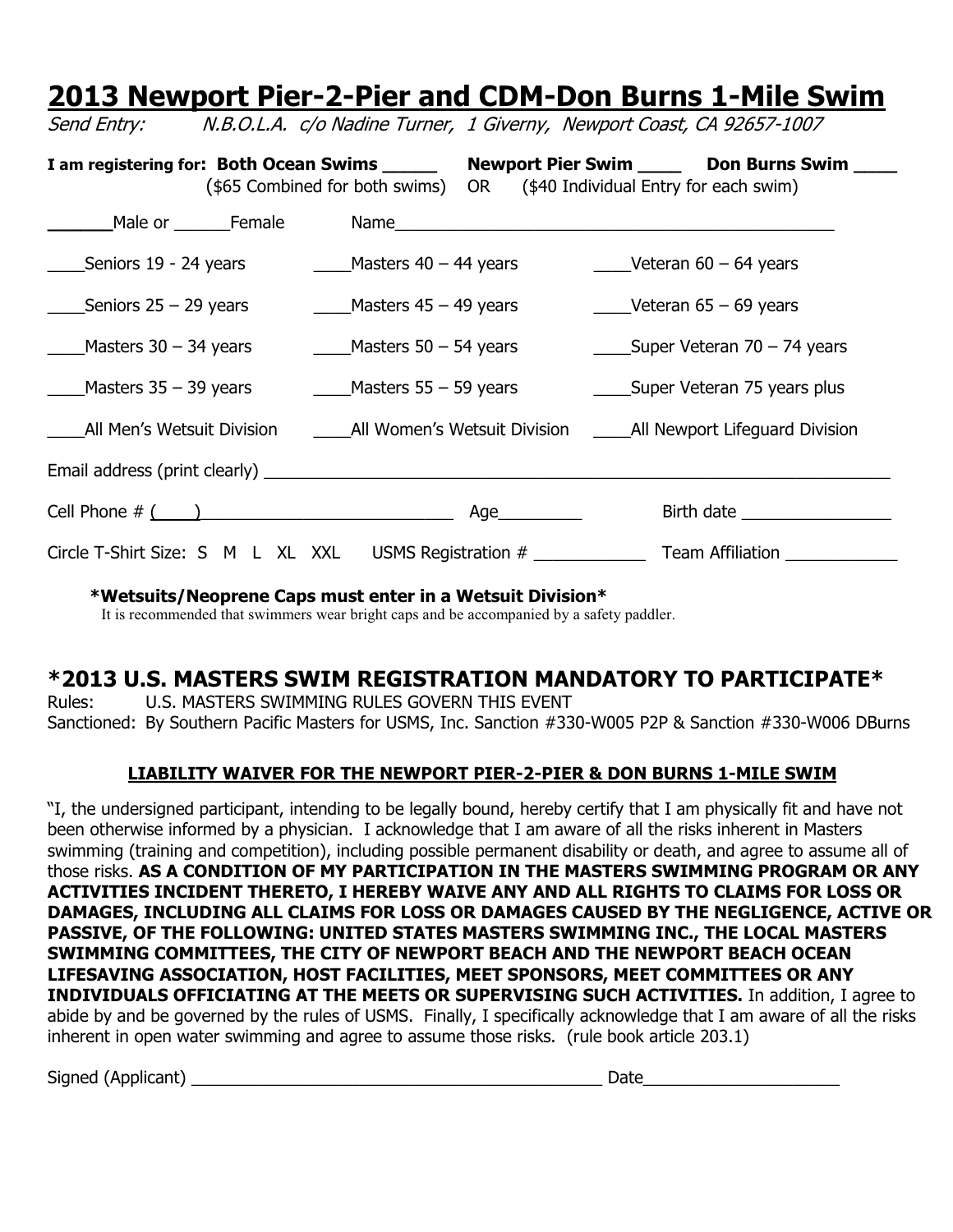# 2013 Newport Pier-2-Pier and CDM-Don Burns 1-Mile Swim

*Send Entry: N.B.O.L.A. c/o Nadine Turner, 1 Giverny, Newport Coast, CA 92657-1007*

**I am registering for: Both Ocean Swims _____ Newport Pier Swim ____ Don Burns Swim ____**
($65 Combined for both swims) OR ($40 Individual Entry for each swim)

______Male or ______Female Name_______________________________________________

____Seniors 19 - 24 years ____Masters 40 – 44 years ____Veteran 60 – 64 years

____Seniors 25 – 29 years ____Masters 45 – 49 years ____Veteran 65 – 69 years

____Masters 30 – 34 years ____Masters 50 – 54 years ____Super Veteran 70 – 74 years

____Masters 35 – 39 years ____Masters 55 – 59 years ____Super Veteran 75 years plus

____All Men's Wetsuit Division ____All Women's Wetsuit Division ____All Newport Lifeguard Division

Email address (print clearly) ____________________________________________________________

Cell Phone # (____)___________________________ Age_________ Birth date ________________

Circle T-Shirt Size: S M L XL XXL USMS Registration # ____________ Team Affiliation ____________

**\*Wetsuits/Neoprene Caps must enter in a Wetsuit Division\***
It is recommended that swimmers wear bright caps and be accompanied by a safety paddler.

## *2013 U.S. MASTERS SWIM REGISTRATION MANDATORY TO PARTICIPATE*

Rules: U.S. MASTERS SWIMMING RULES GOVERN THIS EVENT
Sanctioned: By Southern Pacific Masters for USMS, Inc. Sanction #330-W005 P2P & Sanction #330-W006 DBurns

**LIABILITY WAIVER FOR THE NEWPORT PIER-2-PIER & DON BURNS 1-MILE SWIM**

"I, the undersigned participant, intending to be legally bound, hereby certify that I am physically fit and have not been otherwise informed by a physician. I acknowledge that I am aware of all the risks inherent in Masters swimming (training and competition), including possible permanent disability or death, and agree to assume all of those risks. **AS A CONDITION OF MY PARTICIPATION IN THE MASTERS SWIMMING PROGRAM OR ANY ACTIVITIES INCIDENT THERETO, I HEREBY WAIVE ANY AND ALL RIGHTS TO CLAIMS FOR LOSS OR DAMAGES, INCLUDING ALL CLAIMS FOR LOSS OR DAMAGES CAUSED BY THE NEGLIGENCE, ACTIVE OR PASSIVE, OF THE FOLLOWING: UNITED STATES MASTERS SWIMMING INC., THE LOCAL MASTERS SWIMMING COMMITTEES, THE CITY OF NEWPORT BEACH AND THE NEWPORT BEACH OCEAN LIFESAVING ASSOCIATION, HOST FACILITIES, MEET SPONSORS, MEET COMMITTEES OR ANY INDIVIDUALS OFFICIATING AT THE MEETS OR SUPERVISING SUCH ACTIVITIES.** In addition, I agree to abide by and be governed by the rules of USMS. Finally, I specifically acknowledge that I am aware of all the risks inherent in open water swimming and agree to assume those risks. (rule book article 203.1)

Signed (Applicant) ____________________________________________ Date____________________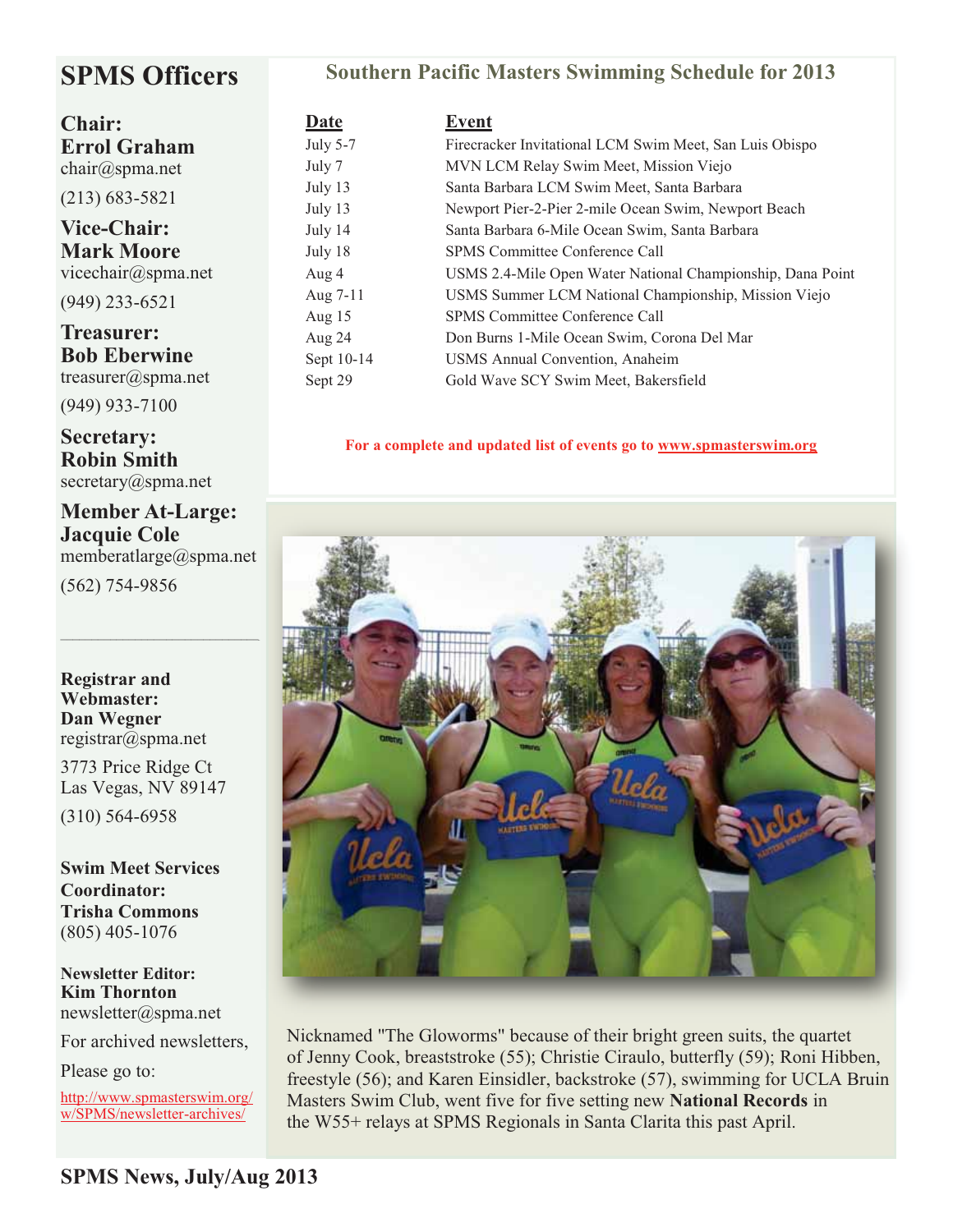# SPMS Officers

**Chair:**
**Errol Graham**
chair@spma.net
(213) 683-5821

**Vice-Chair:**
**Mark Moore**
vicechair@spma.net
(949) 233-6521

**Treasurer:**
**Bob Eberwine**
treasurer@spma.net
(949) 933-7100

**Secretary:**
**Robin Smith**
secretary@spma.net

**Member At-Large:**
**Jacquie Cole**
memberatlarge@spma.net
(562) 754-9856

---

**Registrar and Webmaster:**
**Dan Wegner**
registrar@spma.net
3773 Price Ridge Ct
Las Vegas, NV 89147
(310) 564-6958

**Swim Meet Services Coordinator:**
**Trisha Commons**
(805) 405-1076

**Newsletter Editor:**
**Kim Thornton**
newsletter@spma.net

For archived newsletters, Please go to:
http://www.spmasterswim.org/w/SPMS/newsletter-archives/

## Southern Pacific Masters Swimming Schedule for 2013

| Date | Event |
|---|---|
| July 5-7 | Firecracker Invitational LCM Swim Meet, San Luis Obispo |
| July 7 | MVN LCM Relay Swim Meet, Mission Viejo |
| July 13 | Santa Barbara LCM Swim Meet, Santa Barbara |
| July 13 | Newport Pier-2-Pier 2-mile Ocean Swim, Newport Beach |
| July 14 | Santa Barbara 6-Mile Ocean Swim, Santa Barbara |
| July 18 | SPMS Committee Conference Call |
| Aug 4 | USMS 2.4-Mile Open Water National Championship, Dana Point |
| Aug 7-11 | USMS Summer LCM National Championship, Mission Viejo |
| Aug 15 | SPMS Committee Conference Call |
| Aug 24 | Don Burns 1-Mile Ocean Swim, Corona Del Mar |
| Sept 10-14 | USMS Annual Convention, Anaheim |
| Sept 29 | Gold Wave SCY Swim Meet, Bakersfield |

**For a complete and updated list of events go to www.spmasterswim.org**

Nicknamed "The Gloworms" because of their bright green suits, the quartet of Jenny Cook, breaststroke (55); Christie Ciraulo, butterfly (59); Roni Hibben, freestyle (56); and Karen Einsidler, backstroke (57), swimming for UCLA Bruin Masters Swim Club, went five for five setting new **National Records** in the W55+ relays at SPMS Regionals in Santa Clarita this past April.

**SPMS News, July/Aug 2013**